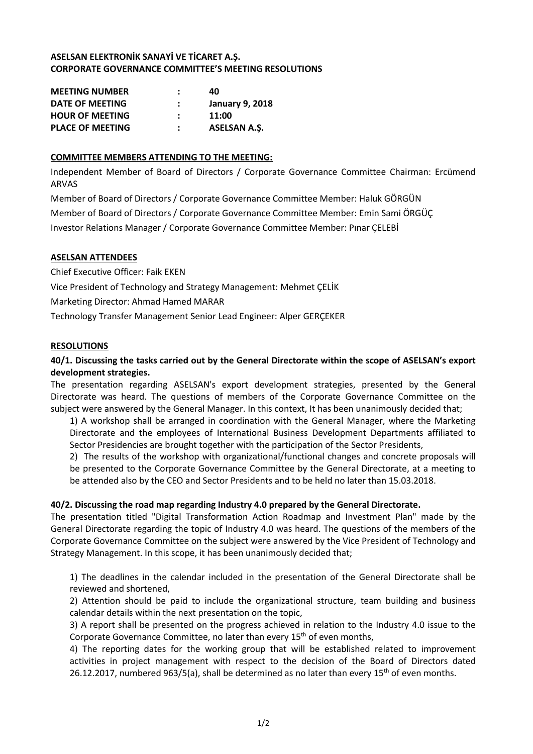**ASELSAN ELEKTRONİK SANAYİ VE TİCARET A.Ş.**
**CORPORATE GOVERNANCE COMMITTEE'S MEETING RESOLUTIONS**

| | | |
|---|---|---|
| **MEETING NUMBER** | : | **40** |
| **DATE OF MEETING** | : | **January 9, 2018** |
| **HOUR OF MEETING** | : | **11:00** |
| **PLACE OF MEETING** | : | **ASELSAN A.Ş.** |

**COMMITTEE MEMBERS ATTENDING TO THE MEETING:**

Independent Member of Board of Directors / Corporate Governance Committee Chairman: Ercümend ARVAS

Member of Board of Directors / Corporate Governance Committee Member: Haluk GÖRGÜN

Member of Board of Directors / Corporate Governance Committee Member: Emin Sami ÖRGÜÇ

Investor Relations Manager / Corporate Governance Committee Member: Pınar ÇELEBİ

**ASELSAN ATTENDEES**

Chief Executive Officer: Faik EKEN

Vice President of Technology and Strategy Management: Mehmet ÇELİK

Marketing Director: Ahmad Hamed MARAR

Technology Transfer Management Senior Lead Engineer: Alper GERÇEKER

**RESOLUTIONS**

**40/1. Discussing the tasks carried out by the General Directorate within the scope of ASELSAN's export development strategies.**

The presentation regarding ASELSAN's export development strategies, presented by the General Directorate was heard. The questions of members of the Corporate Governance Committee on the subject were answered by the General Manager. In this context, It has been unanimously decided that;

1) A workshop shall be arranged in coordination with the General Manager, where the Marketing Directorate and the employees of International Business Development Departments affiliated to Sector Presidencies are brought together with the participation of the Sector Presidents,

2) The results of the workshop with organizational/functional changes and concrete proposals will be presented to the Corporate Governance Committee by the General Directorate, at a meeting to be attended also by the CEO and Sector Presidents and to be held no later than 15.03.2018.

**40/2. Discussing the road map regarding Industry 4.0 prepared by the General Directorate.**

The presentation titled "Digital Transformation Action Roadmap and Investment Plan" made by the General Directorate regarding the topic of Industry 4.0 was heard. The questions of the members of the Corporate Governance Committee on the subject were answered by the Vice President of Technology and Strategy Management. In this scope, it has been unanimously decided that;

1) The deadlines in the calendar included in the presentation of the General Directorate shall be reviewed and shortened,

2) Attention should be paid to include the organizational structure, team building and business calendar details within the next presentation on the topic,

3) A report shall be presented on the progress achieved in relation to the Industry 4.0 issue to the Corporate Governance Committee, no later than every 15th of even months,

4) The reporting dates for the working group that will be established related to improvement activities in project management with respect to the decision of the Board of Directors dated 26.12.2017, numbered 963/5(a), shall be determined as no later than every 15th of even months.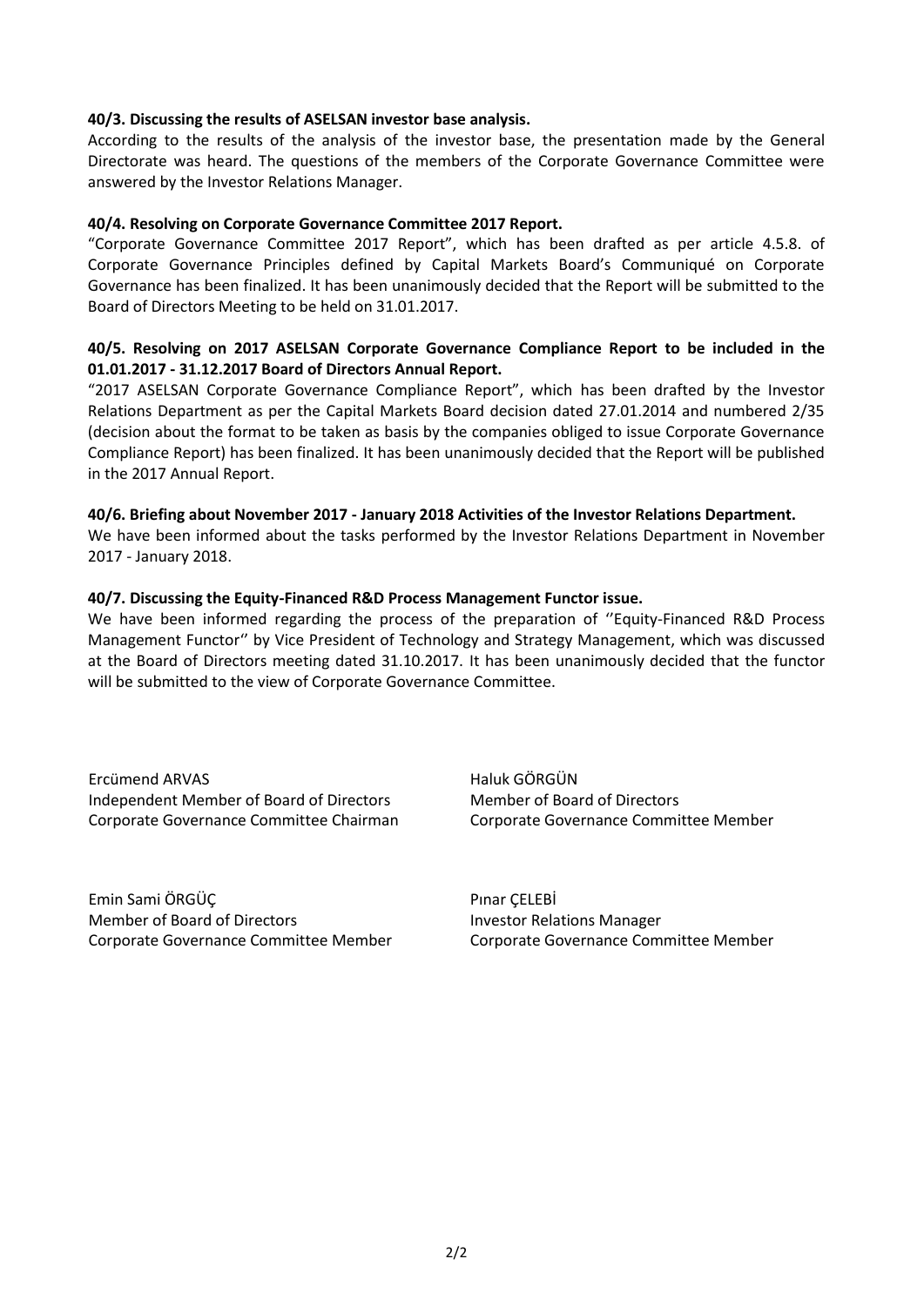**40/3. Discussing the results of ASELSAN investor base analysis.**

According to the results of the analysis of the investor base, the presentation made by the General Directorate was heard. The questions of the members of the Corporate Governance Committee were answered by the Investor Relations Manager.

**40/4. Resolving on Corporate Governance Committee 2017 Report.**

“Corporate Governance Committee 2017 Report”, which has been drafted as per article 4.5.8. of Corporate Governance Principles defined by Capital Markets Board’s Communiqué on Corporate Governance has been finalized. It has been unanimously decided that the Report will be submitted to the Board of Directors Meeting to be held on 31.01.2017.

**40/5. Resolving on 2017 ASELSAN Corporate Governance Compliance Report to be included in the 01.01.2017 - 31.12.2017 Board of Directors Annual Report.**

“2017 ASELSAN Corporate Governance Compliance Report”, which has been drafted by the Investor Relations Department as per the Capital Markets Board decision dated 27.01.2014 and numbered 2/35 (decision about the format to be taken as basis by the companies obliged to issue Corporate Governance Compliance Report) has been finalized. It has been unanimously decided that the Report will be published in the 2017 Annual Report.

**40/6. Briefing about November 2017 - January 2018 Activities of the Investor Relations Department.**

We have been informed about the tasks performed by the Investor Relations Department in November 2017 - January 2018.

**40/7. Discussing the Equity-Financed R&D Process Management Functor issue.**

We have been informed regarding the process of the preparation of ‘’Equity-Financed R&D Process Management Functor’’ by Vice President of Technology and Strategy Management, which was discussed at the Board of Directors meeting dated 31.10.2017. It has been unanimously decided that the functor will be submitted to the view of Corporate Governance Committee.

Ercümend ARVAS
Independent Member of Board of Directors
Corporate Governance Committee Chairman

Haluk GÖRGÜN
Member of Board of Directors
Corporate Governance Committee Member

Emin Sami ÖRGÜÇ
Member of Board of Directors
Corporate Governance Committee Member

Pınar ÇELEBİ
Investor Relations Manager
Corporate Governance Committee Member